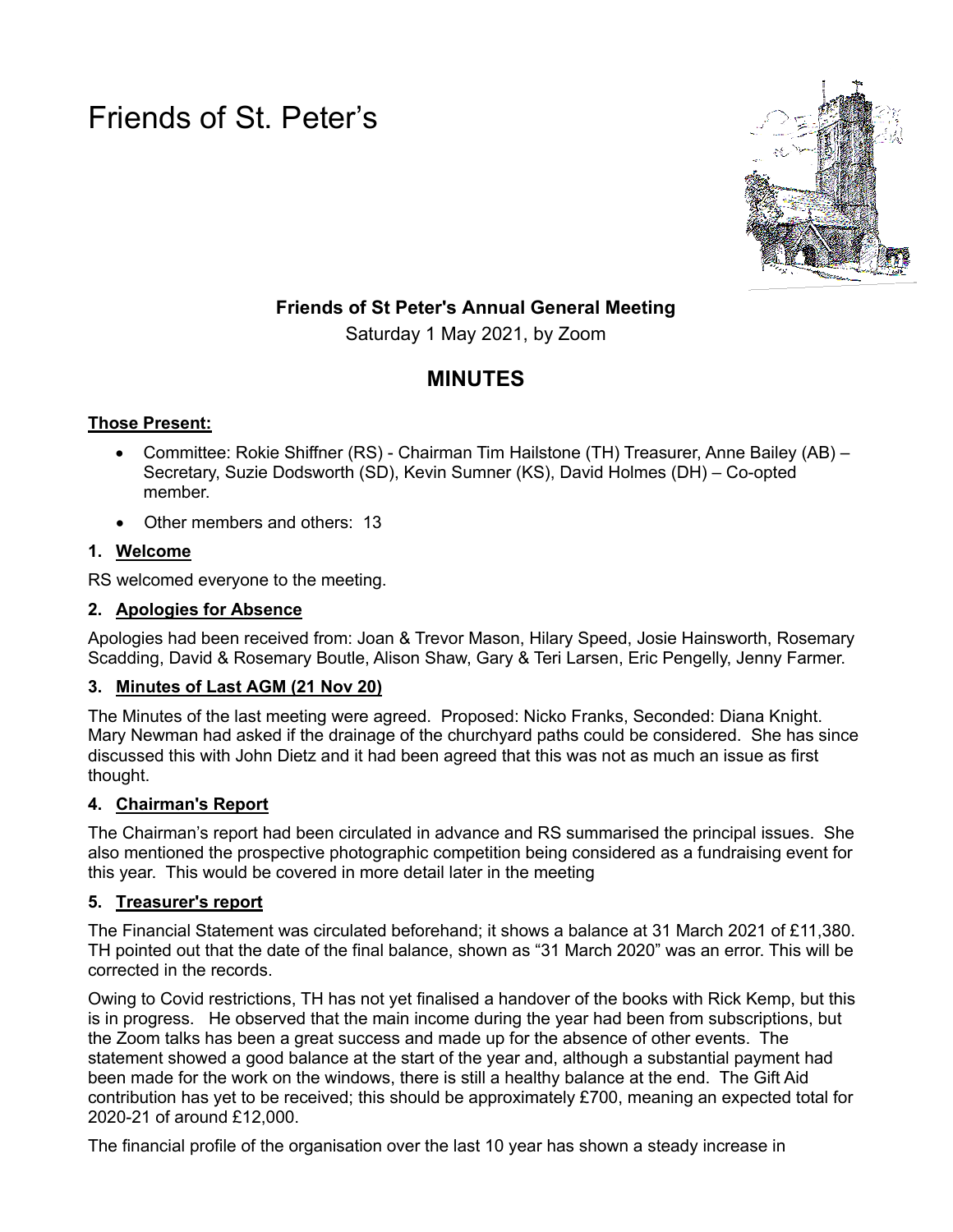# Friends of St. Peter's

**Friends of St Peter's Annual General Meeting**

Saturday 1 May 2021, by Zoom

## MINUTES

**Those Present:**

- Committee: Rokie Shiffner (RS) - Chairman Tim Hailstone (TH) Treasurer, Anne Bailey (AB) – Secretary, Suzie Dodsworth (SD), Kevin Sumner (KS), David Holmes (DH) – Co-opted member.
- Other members and others: 13

### 1. Welcome

RS welcomed everyone to the meeting.

### 2. Apologies for Absence

Apologies had been received from: Joan & Trevor Mason, Hilary Speed, Josie Hainsworth, Rosemary Scadding, David & Rosemary Boutle, Alison Shaw, Gary & Teri Larsen, Eric Pengelly, Jenny Farmer.

### 3. Minutes of Last AGM (21 Nov 20)

The Minutes of the last meeting were agreed. Proposed: Nicko Franks, Seconded: Diana Knight. Mary Newman had asked if the drainage of the churchyard paths could be considered. She has since discussed this with John Dietz and it had been agreed that this was not as much an issue as first thought.

### 4. Chairman's Report

The Chairman's report had been circulated in advance and RS summarised the principal issues. She also mentioned the prospective photographic competition being considered as a fundraising event for this year. This would be covered in more detail later in the meeting

### 5. Treasurer's report

The Financial Statement was circulated beforehand; it shows a balance at 31 March 2021 of £11,380. TH pointed out that the date of the final balance, shown as "31 March 2020" was an error. This will be corrected in the records.

Owing to Covid restrictions, TH has not yet finalised a handover of the books with Rick Kemp, but this is in progress. He observed that the main income during the year had been from subscriptions, but the Zoom talks has been a great success and made up for the absence of other events. The statement showed a good balance at the start of the year and, although a substantial payment had been made for the work on the windows, there is still a healthy balance at the end. The Gift Aid contribution has yet to be received; this should be approximately £700, meaning an expected total for 2020-21 of around £12,000.

The financial profile of the organisation over the last 10 year has shown a steady increase in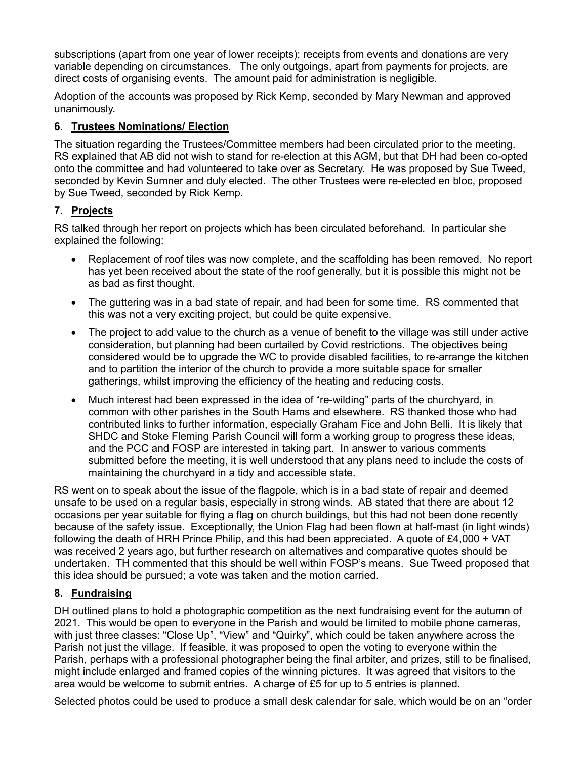subscriptions (apart from one year of lower receipts); receipts from events and donations are very variable depending on circumstances. The only outgoings, apart from payments for projects, are direct costs of organising events. The amount paid for administration is negligible.

Adoption of the accounts was proposed by Rick Kemp, seconded by Mary Newman and approved unanimously.

### 6. Trustees Nominations/ Election

The situation regarding the Trustees/Committee members had been circulated prior to the meeting. RS explained that AB did not wish to stand for re-election at this AGM, but that DH had been co-opted onto the committee and had volunteered to take over as Secretary. He was proposed by Sue Tweed, seconded by Kevin Sumner and duly elected. The other Trustees were re-elected en bloc, proposed by Sue Tweed, seconded by Rick Kemp.

### 7. Projects

RS talked through her report on projects which has been circulated beforehand. In particular she explained the following:

- Replacement of roof tiles was now complete, and the scaffolding has been removed. No report has yet been received about the state of the roof generally, but it is possible this might not be as bad as first thought.
- The guttering was in a bad state of repair, and had been for some time. RS commented that this was not a very exciting project, but could be quite expensive.
- The project to add value to the church as a venue of benefit to the village was still under active consideration, but planning had been curtailed by Covid restrictions. The objectives being considered would be to upgrade the WC to provide disabled facilities, to re-arrange the kitchen and to partition the interior of the church to provide a more suitable space for smaller gatherings, whilst improving the efficiency of the heating and reducing costs.
- Much interest had been expressed in the idea of "re-wilding" parts of the churchyard, in common with other parishes in the South Hams and elsewhere. RS thanked those who had contributed links to further information, especially Graham Fice and John Belli. It is likely that SHDC and Stoke Fleming Parish Council will form a working group to progress these ideas, and the PCC and FOSP are interested in taking part. In answer to various comments submitted before the meeting, it is well understood that any plans need to include the costs of maintaining the churchyard in a tidy and accessible state.

RS went on to speak about the issue of the flagpole, which is in a bad state of repair and deemed unsafe to be used on a regular basis, especially in strong winds. AB stated that there are about 12 occasions per year suitable for flying a flag on church buildings, but this had not been done recently because of the safety issue. Exceptionally, the Union Flag had been flown at half-mast (in light winds) following the death of HRH Prince Philip, and this had been appreciated. A quote of £4,000 + VAT was received 2 years ago, but further research on alternatives and comparative quotes should be undertaken. TH commented that this should be well within FOSP's means. Sue Tweed proposed that this idea should be pursued; a vote was taken and the motion carried.

### 8. Fundraising

DH outlined plans to hold a photographic competition as the next fundraising event for the autumn of 2021. This would be open to everyone in the Parish and would be limited to mobile phone cameras, with just three classes: "Close Up", "View" and "Quirky", which could be taken anywhere across the Parish not just the village. If feasible, it was proposed to open the voting to everyone within the Parish, perhaps with a professional photographer being the final arbiter, and prizes, still to be finalised, might include enlarged and framed copies of the winning pictures. It was agreed that visitors to the area would be welcome to submit entries. A charge of £5 for up to 5 entries is planned.

Selected photos could be used to produce a small desk calendar for sale, which would be on an "order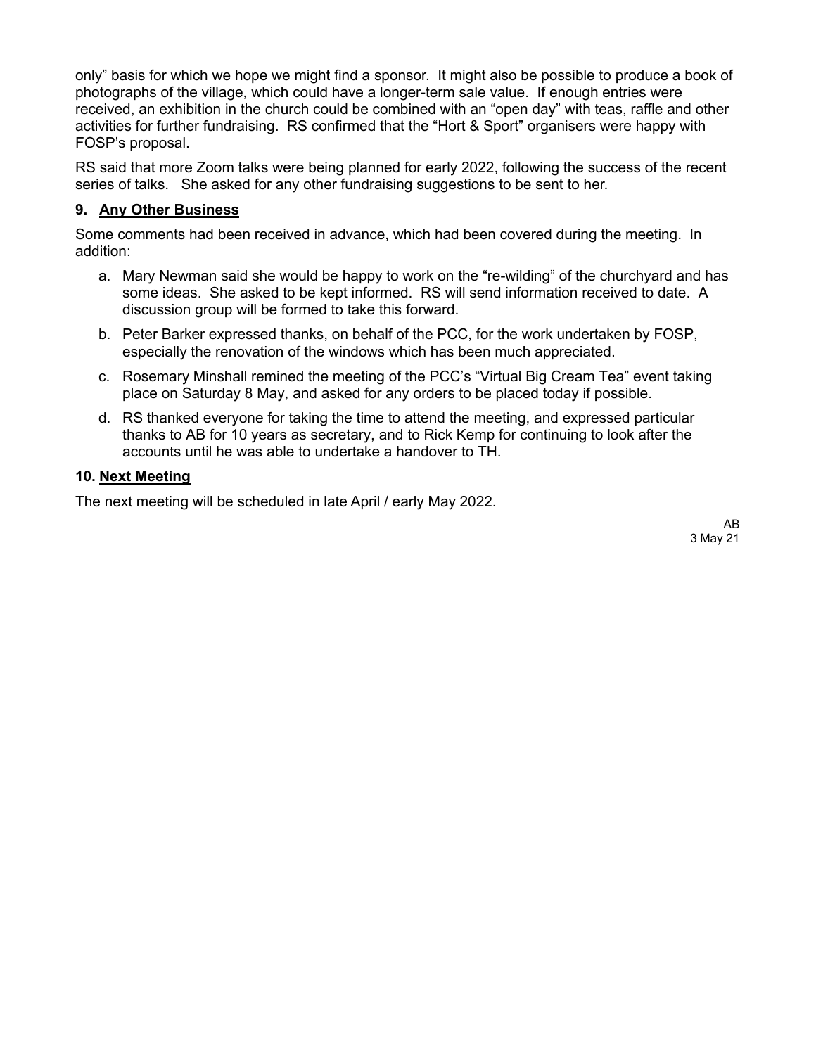only" basis for which we hope we might find a sponsor. It might also be possible to produce a book of photographs of the village, which could have a longer-term sale value. If enough entries were received, an exhibition in the church could be combined with an "open day" with teas, raffle and other activities for further fundraising. RS confirmed that the "Hort & Sport" organisers were happy with FOSP's proposal.

RS said that more Zoom talks were being planned for early 2022, following the success of the recent series of talks. She asked for any other fundraising suggestions to be sent to her.

### 9. **Any Other Business**

Some comments had been received in advance, which had been covered during the meeting. In addition:

a. Mary Newman said she would be happy to work on the "re-wilding" of the churchyard and has some ideas. She asked to be kept informed. RS will send information received to date. A discussion group will be formed to take this forward.

b. Peter Barker expressed thanks, on behalf of the PCC, for the work undertaken by FOSP, especially the renovation of the windows which has been much appreciated.

c. Rosemary Minshall remined the meeting of the PCC's "Virtual Big Cream Tea" event taking place on Saturday 8 May, and asked for any orders to be placed today if possible.

d. RS thanked everyone for taking the time to attend the meeting, and expressed particular thanks to AB for 10 years as secretary, and to Rick Kemp for continuing to look after the accounts until he was able to undertake a handover to TH.

### 10. **Next Meeting**

The next meeting will be scheduled in late April / early May 2022.

AB
3 May 21